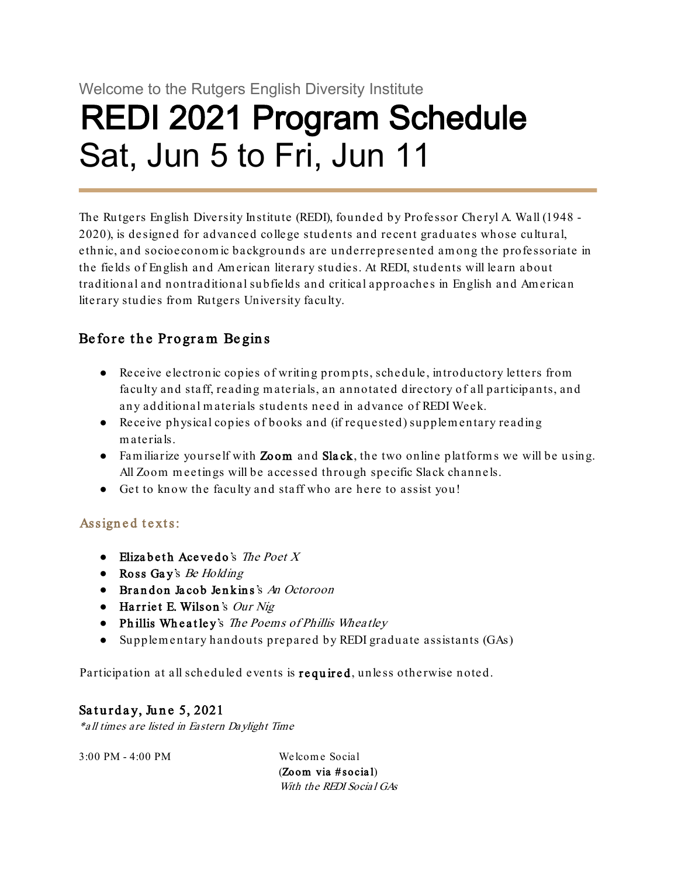Welcome to the Rutgers English Diversity Institute

# REDI 2021 Program Schedule

# Sat, Jun 5 to Fri, Jun 11

The Rutgers English Diversity Institute (REDI), founded by Professor Cheryl A. Wall (1948 - 2020), is designed for advanced college students and recent graduates whose cultural, ethnic, and socioeconomic backgrounds are underrepresented among the professoriate in the fields of English and American literary studies. At REDI, students will learn about traditional and nontraditional subfields and critical approaches in English and American literary studies from Rutgers University faculty.

## Before the Program Begins

- Receive electronic copies of writing prompts, schedule, introductory letters from faculty and staff, reading materials, an annotated directory of all participants, and any additional materials students need in advance of REDI Week.
- Receive physical copies of books and (if requested) supplementary reading materials.
- Familiarize yourself with **Zoom** and **Slack**, the two online platforms we will be using. All Zoom meetings will be accessed through specific Slack channels.
- Get to know the faculty and staff who are here to assist you!

### Assigned texts:

- **Elizabeth Acevedo**'s *The Poet X*
- **Ross Gay**'s *Be Holding*
- **Brandon Jacob Jenkins**'s *An Octoroon*
- **Harriet E. Wilson**'s *Our Nig*
- **Phillis Wheatley**'s *The Poems of Phillis Wheatley*
- Supplementary handouts prepared by REDI graduate assistants (GAs)

Participation at all scheduled events is **required**, unless otherwise noted.

## Saturday, June 5, 2021

*\*all times are listed in Eastern Daylight Time*

| | |
|---|---|
| 3:00 PM - 4:00 PM | Welcome Social<br>(**Zoom via #social**)<br>*With the REDI Social GAs* |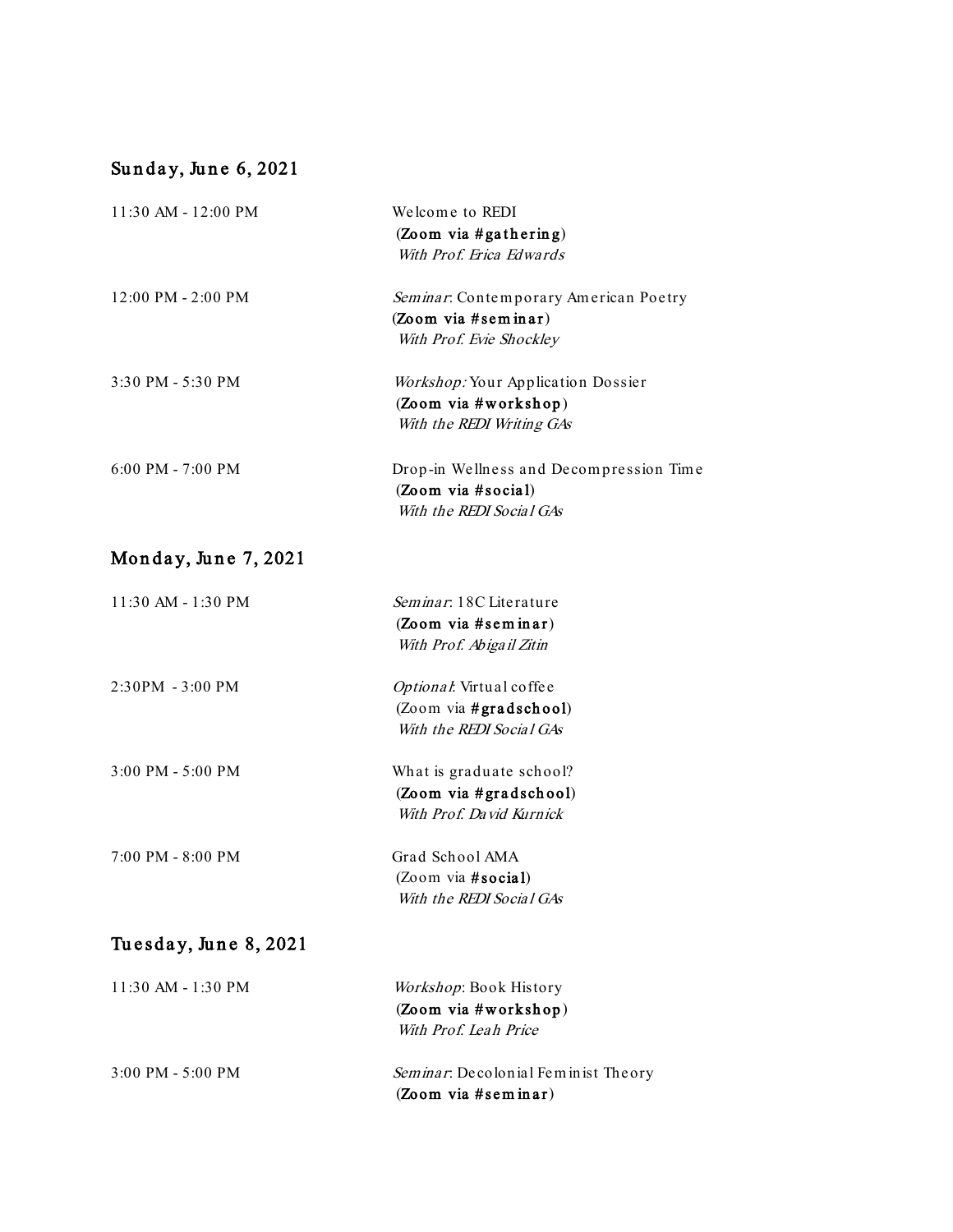## Sunday, June 6, 2021

| | |
|---|---|
| 11:30 AM - 12:00 PM | Welcome to REDI<br>**(Zoom via #gathering)**<br>*With Prof. Erica Edwards* |
| 12:00 PM - 2:00 PM | *Seminar*: Contemporary American Poetry<br>**(Zoom via #seminar)**<br>*With Prof. Evie Shockley* |
| 3:30 PM - 5:30 PM | *Workshop:* Your Application Dossier<br>**(Zoom via #workshop)**<br>*With the REDI Writing GAs* |
| 6:00 PM - 7:00 PM | Drop-in Wellness and Decompression Time<br>**(Zoom via #social)**<br>*With the REDI Social GAs* |

## Monday, June 7, 2021

| | |
|---|---|
| 11:30 AM - 1:30 PM | *Seminar*: 18C Literature<br>**(Zoom via #seminar)**<br>*With Prof. Abigail Zitin* |
| 2:30PM - 3:00 PM | *Optional*: Virtual coffee<br>(Zoom via **#gradschool**)<br>*With the REDI Social GAs* |
| 3:00 PM - 5:00 PM | What is graduate school?<br>**(Zoom via #gradschool)**<br>*With Prof. David Kurnick* |
| 7:00 PM - 8:00 PM | Grad School AMA<br>(Zoom via **#social**)<br>*With the REDI Social GAs* |

## Tuesday, June 8, 2021

| | |
|---|---|
| 11:30 AM - 1:30 PM | *Workshop*: Book History<br>**(Zoom via #workshop)**<br>*With Prof. Leah Price* |
| 3:00 PM - 5:00 PM | *Seminar*: Decolonial Feminist Theory<br>**(Zoom via #seminar)** |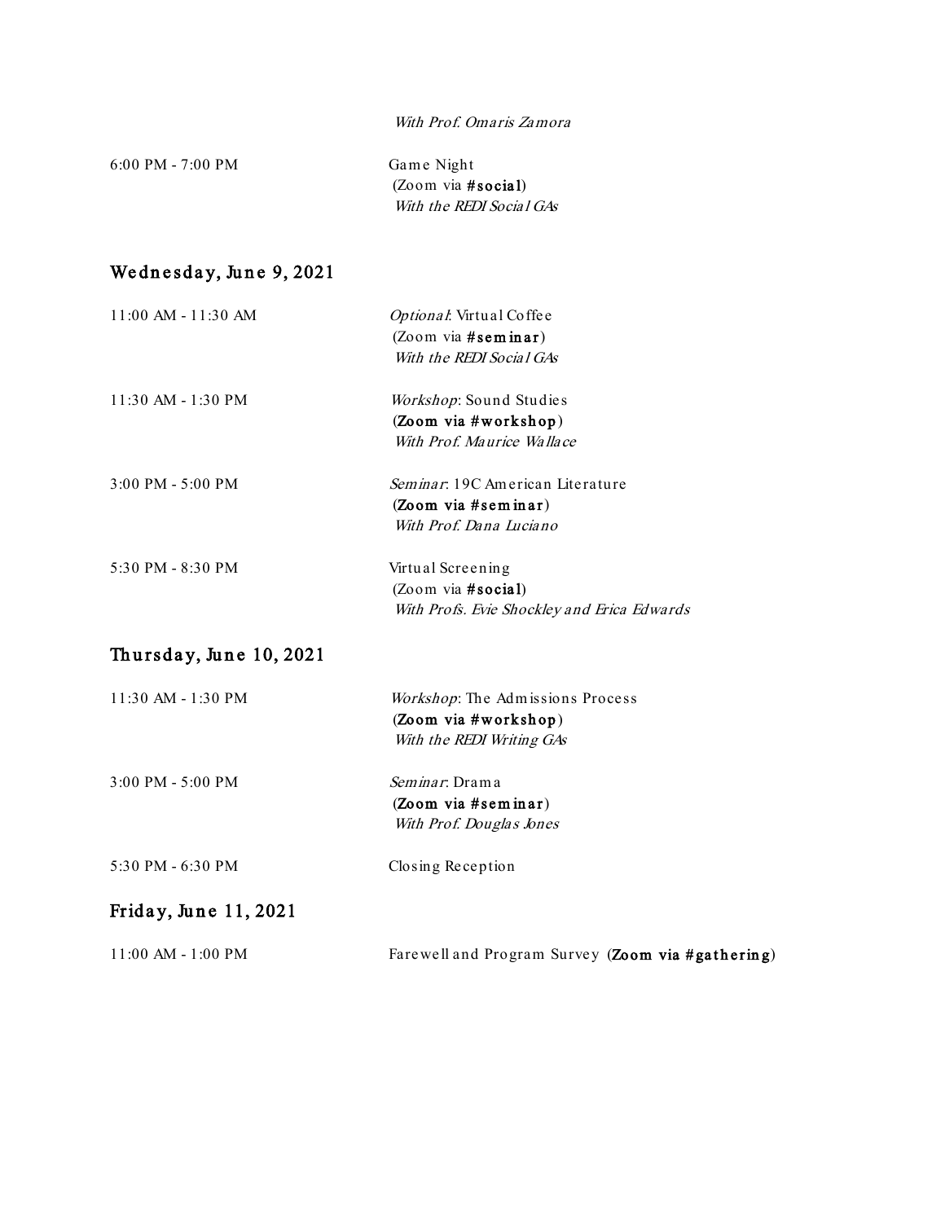*With Prof. Omaris Zamora*

6:00 PM - 7:00 PM

Game Night
(Zoom via **#social**)
*With the REDI Social GAs*

## Wednesday, June 9, 2021

11:00 AM - 11:30 AM

*Optional*: Virtual Coffee
(Zoom via **#seminar**)
*With the REDI Social GAs*

11:30 AM - 1:30 PM

*Workshop*: Sound Studies
**(Zoom via #workshop)**
*With Prof. Maurice Wallace*

3:00 PM - 5:00 PM

*Seminar*: 19C American Literature
**(Zoom via #seminar)**
*With Prof. Dana Luciano*

5:30 PM - 8:30 PM

Virtual Screening
(Zoom via **#social**)
*With Profs. Evie Shockley and Erica Edwards*

## Thursday, June 10, 2021

11:30 AM - 1:30 PM

*Workshop*: The Admissions Process
**(Zoom via #workshop)**
*With the REDI Writing GAs*

3:00 PM - 5:00 PM

*Seminar*: Drama
**(Zoom via #seminar)**
*With Prof. Douglas Jones*

5:30 PM - 6:30 PM

Closing Reception

## Friday, June 11, 2021

11:00 AM - 1:00 PM

Farewell and Program Survey **(Zoom via #gathering)**